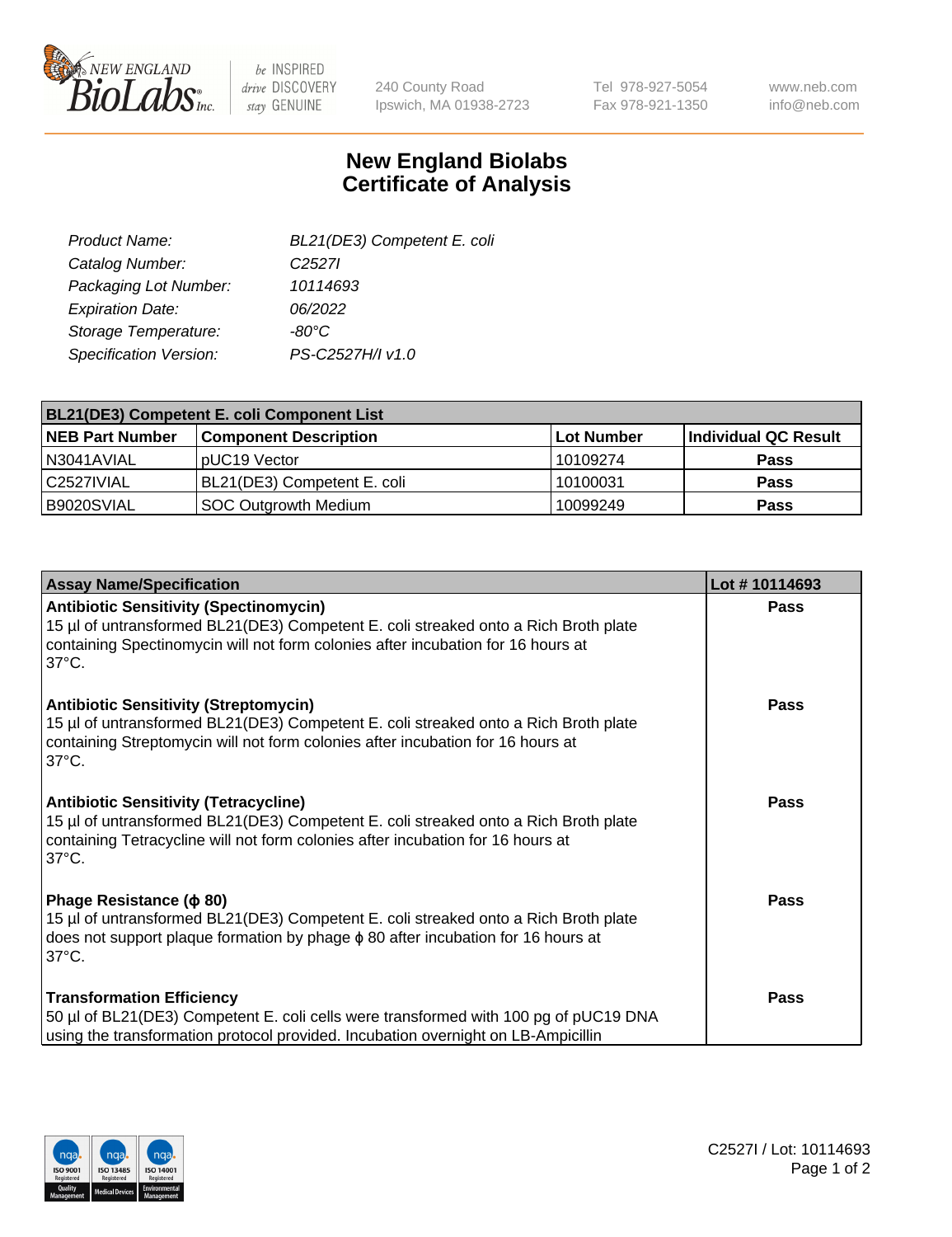New England BioLabs Inc. — be INSPIRED drive DISCOVERY stay GENUINE

240 County Road
Ipswich, MA 01938-2723

Tel 978-927-5054
Fax 978-921-1350

www.neb.com
info@neb.com

# New England Biolabs
# Certificate of Analysis

| | |
|---|---|
| *Product Name:* | *BL21(DE3) Competent E. coli* |
| *Catalog Number:* | *C2527I* |
| *Packaging Lot Number:* | *10114693* |
| *Expiration Date:* | *06/2022* |
| *Storage Temperature:* | *-80°C* |
| *Specification Version:* | *PS-C2527H/I v1.0* |

| **BL21(DE3) Competent E. coli Component List** | | | |
|---|---|---|---|
| **NEB Part Number** | **Component Description** | **Lot Number** | **Individual QC Result** |
| N3041AVIAL | pUC19 Vector | 10109274 | **Pass** |
| C2527IVIAL | BL21(DE3) Competent E. coli | 10100031 | **Pass** |
| B9020SVIAL | SOC Outgrowth Medium | 10099249 | **Pass** |

| **Assay Name/Specification** | **Lot # 10114693** |
|---|---|
| **Antibiotic Sensitivity (Spectinomycin)** 15 µl of untransformed BL21(DE3) Competent E. coli streaked onto a Rich Broth plate containing Spectinomycin will not form colonies after incubation for 16 hours at 37°C. | **Pass** |
| **Antibiotic Sensitivity (Streptomycin)** 15 µl of untransformed BL21(DE3) Competent E. coli streaked onto a Rich Broth plate containing Streptomycin will not form colonies after incubation for 16 hours at 37°C. | **Pass** |
| **Antibiotic Sensitivity (Tetracycline)** 15 µl of untransformed BL21(DE3) Competent E. coli streaked onto a Rich Broth plate containing Tetracycline will not form colonies after incubation for 16 hours at 37°C. | **Pass** |
| **Phage Resistance (ϕ 80)** 15 µl of untransformed BL21(DE3) Competent E. coli streaked onto a Rich Broth plate does not support plaque formation by phage ϕ 80 after incubation for 16 hours at 37°C. | **Pass** |
| **Transformation Efficiency** 50 µl of BL21(DE3) Competent E. coli cells were transformed with 100 pg of pUC19 DNA using the transformation protocol provided. Incubation overnight on LB-Ampicillin | **Pass** |

C2527I / Lot: 10114693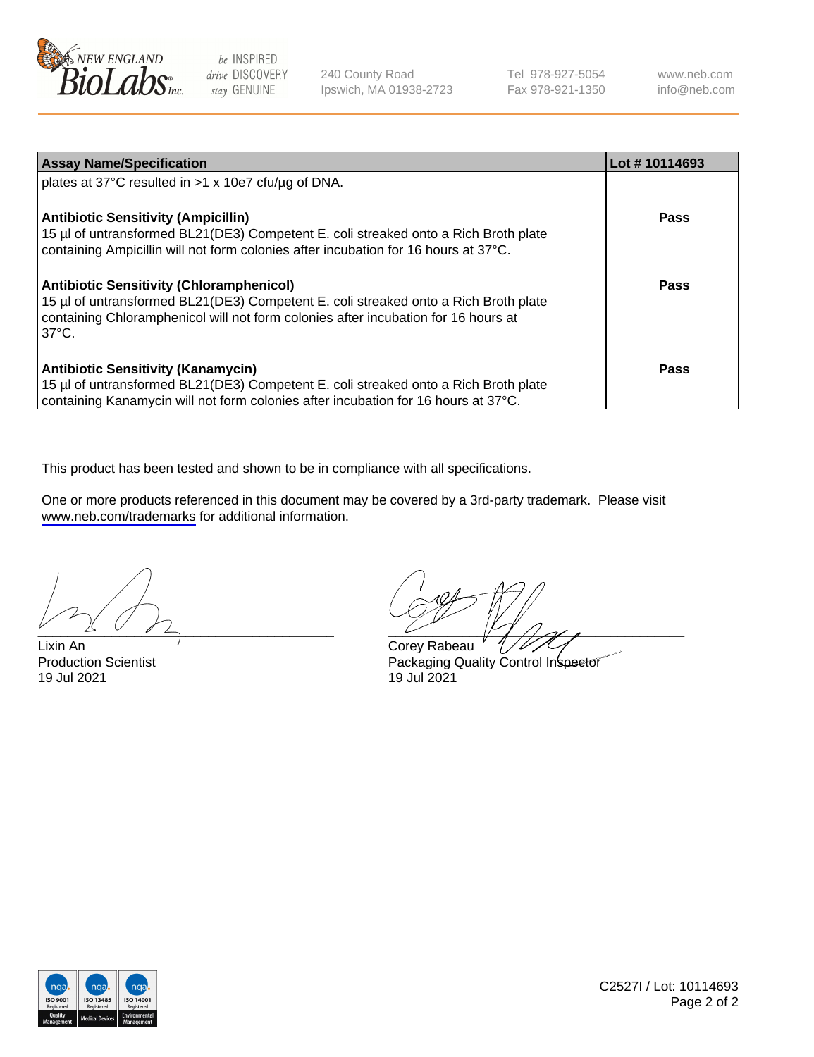| Assay Name/Specification | Lot # 10114693 |
|---|---|
| plates at 37°C resulted in >1 x 10e7 cfu/µg of DNA. | |
| **Antibiotic Sensitivity (Ampicillin)**<br>15 µl of untransformed BL21(DE3) Competent E. coli streaked onto a Rich Broth plate containing Ampicillin will not form colonies after incubation for 16 hours at 37°C. | **Pass** |
| **Antibiotic Sensitivity (Chloramphenicol)**<br>15 µl of untransformed BL21(DE3) Competent E. coli streaked onto a Rich Broth plate containing Chloramphenicol will not form colonies after incubation for 16 hours at 37°C. | **Pass** |
| **Antibiotic Sensitivity (Kanamycin)**<br>15 µl of untransformed BL21(DE3) Competent E. coli streaked onto a Rich Broth plate containing Kanamycin will not form colonies after incubation for 16 hours at 37°C. | **Pass** |

This product has been tested and shown to be in compliance with all specifications.

One or more products referenced in this document may be covered by a 3rd-party trademark. Please visit www.neb.com/trademarks for additional information.

Lixin An
Production Scientist
19 Jul 2021

Corey Rabeau
Packaging Quality Control Inspector
19 Jul 2021

C2527I / Lot: 10114693